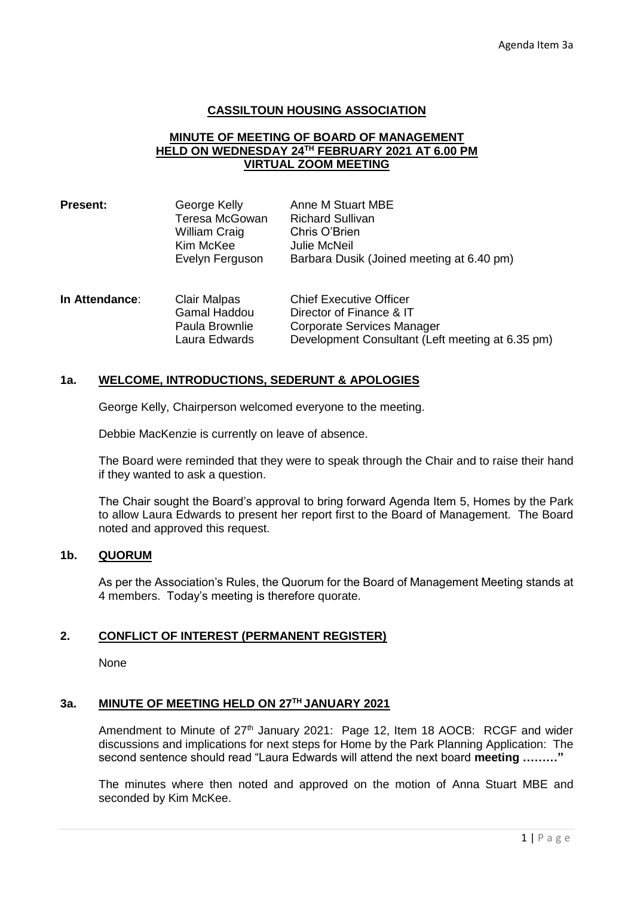Agenda Item 3a

# CASSILTOUN HOUSING ASSOCIATION

## MINUTE OF MEETING OF BOARD OF MANAGEMENT HELD ON WEDNESDAY 24TH FEBRUARY 2021 AT 6.00 PM VIRTUAL ZOOM MEETING

| | | |
|---|---|---|
| **Present:** | George Kelly | Anne M Stuart MBE |
| | Teresa McGowan | Richard Sullivan |
| | William Craig | Chris O'Brien |
| | Kim McKee | Julie McNeil |
| | Evelyn Ferguson | Barbara Dusik (Joined meeting at 6.40 pm) |

| | | |
|---|---|---|
| **In Attendance**: | Clair Malpas | Chief Executive Officer |
| | Gamal Haddou | Director of Finance & IT |
| | Paula Brownlie | Corporate Services Manager |
| | Laura Edwards | Development Consultant (Left meeting at 6.35 pm) |

### 1a. WELCOME, INTRODUCTIONS, SEDERUNT & APOLOGIES

George Kelly, Chairperson welcomed everyone to the meeting.

Debbie MacKenzie is currently on leave of absence.

The Board were reminded that they were to speak through the Chair and to raise their hand if they wanted to ask a question.

The Chair sought the Board's approval to bring forward Agenda Item 5, Homes by the Park to allow Laura Edwards to present her report first to the Board of Management. The Board noted and approved this request.

### 1b. QUORUM

As per the Association's Rules, the Quorum for the Board of Management Meeting stands at 4 members. Today's meeting is therefore quorate.

### 2. CONFLICT OF INTEREST (PERMANENT REGISTER)

None

### 3a. MINUTE OF MEETING HELD ON 27TH JANUARY 2021

Amendment to Minute of 27th January 2021: Page 12, Item 18 AOCB: RCGF and wider discussions and implications for next steps for Home by the Park Planning Application: The second sentence should read "Laura Edwards will attend the next board **meeting ………"**

The minutes where then noted and approved on the motion of Anna Stuart MBE and seconded by Kim McKee.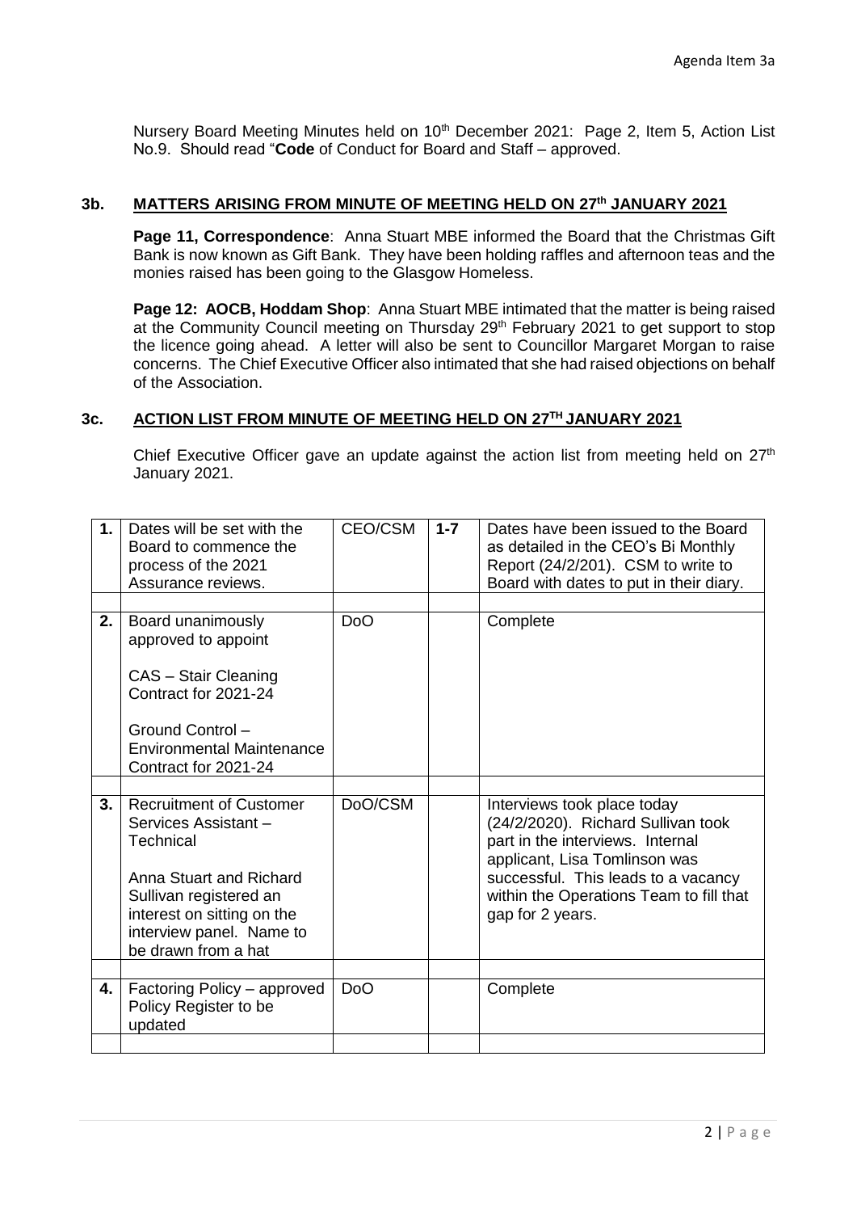Nursery Board Meeting Minutes held on 10th December 2021: Page 2, Item 5, Action List No.9. Should read "**Code** of Conduct for Board and Staff – approved.

### 3b. MATTERS ARISING FROM MINUTE OF MEETING HELD ON 27th JANUARY 2021

**Page 11, Correspondence**: Anna Stuart MBE informed the Board that the Christmas Gift Bank is now known as Gift Bank. They have been holding raffles and afternoon teas and the monies raised has been going to the Glasgow Homeless.

**Page 12: AOCB, Hoddam Shop**: Anna Stuart MBE intimated that the matter is being raised at the Community Council meeting on Thursday 29th February 2021 to get support to stop the licence going ahead. A letter will also be sent to Councillor Margaret Morgan to raise concerns. The Chief Executive Officer also intimated that she had raised objections on behalf of the Association.

### 3c. ACTION LIST FROM MINUTE OF MEETING HELD ON 27TH JANUARY 2021

Chief Executive Officer gave an update against the action list from meeting held on 27th January 2021.

| | | | | |
|---|---|---|---|---|
| **1.** | Dates will be set with the Board to commence the process of the 2021 Assurance reviews. | CEO/CSM | **1-7** | Dates have been issued to the Board as detailed in the CEO's Bi Monthly Report (24/2/201). CSM to write to Board with dates to put in their diary. |
| | | | | |
| **2.** | Board unanimously approved to appoint<br><br>CAS – Stair Cleaning Contract for 2021-24<br><br>Ground Control – Environmental Maintenance Contract for 2021-24 | DoO | | Complete |
| | | | | |
| **3.** | Recruitment of Customer Services Assistant – Technical<br><br>Anna Stuart and Richard Sullivan registered an interest on sitting on the interview panel. Name to be drawn from a hat | DoO/CSM | | Interviews took place today (24/2/2020). Richard Sullivan took part in the interviews. Internal applicant, Lisa Tomlinson was successful. This leads to a vacancy within the Operations Team to fill that gap for 2 years. |
| | | | | |
| **4.** | Factoring Policy – approved Policy Register to be updated | DoO | | Complete |
| | | | | |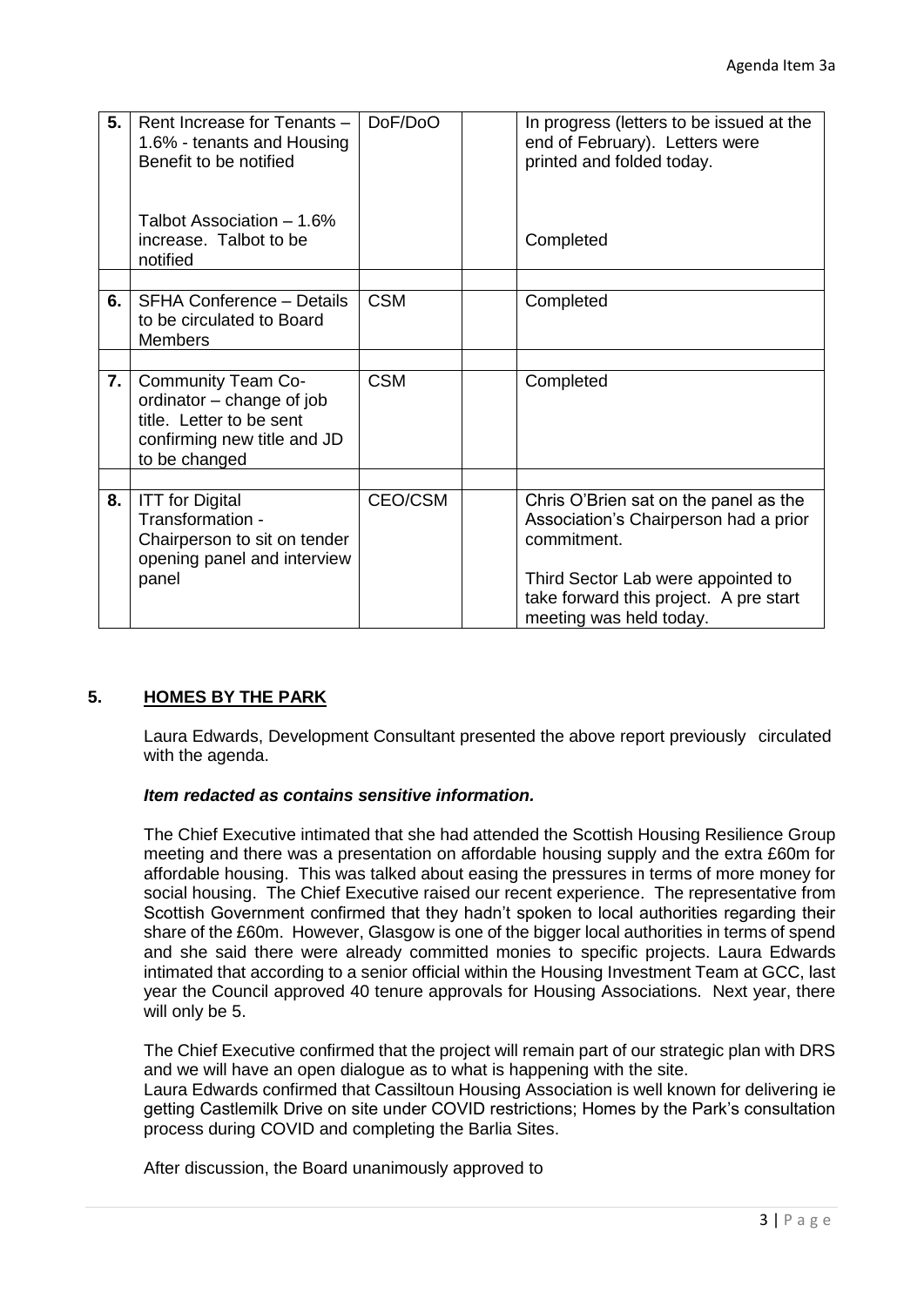| 5. | Rent Increase for Tenants – 1.6% - tenants and Housing Benefit to be notified<br><br>Talbot Association – 1.6% increase. Talbot to be notified | DoF/DoO | | In progress (letters to be issued at the end of February). Letters were printed and folded today.<br><br>Completed |
|---|---|---|---|---|
| | | | | |
| 6. | SFHA Conference – Details to be circulated to Board Members | CSM | | Completed |
| | | | | |
| 7. | Community Team Co-ordinator – change of job title. Letter to be sent confirming new title and JD to be changed | CSM | | Completed |
| | | | | |
| 8. | ITT for Digital Transformation - Chairperson to sit on tender opening panel and interview panel | CEO/CSM | | Chris O'Brien sat on the panel as the Association's Chairperson had a prior commitment.<br><br>Third Sector Lab were appointed to take forward this project. A pre start meeting was held today. |

## 5. HOMES BY THE PARK

Laura Edwards, Development Consultant presented the above report previously circulated with the agenda.

***Item redacted as contains sensitive information.***

The Chief Executive intimated that she had attended the Scottish Housing Resilience Group meeting and there was a presentation on affordable housing supply and the extra £60m for affordable housing. This was talked about easing the pressures in terms of more money for social housing. The Chief Executive raised our recent experience. The representative from Scottish Government confirmed that they hadn't spoken to local authorities regarding their share of the £60m. However, Glasgow is one of the bigger local authorities in terms of spend and she said there were already committed monies to specific projects. Laura Edwards intimated that according to a senior official within the Housing Investment Team at GCC, last year the Council approved 40 tenure approvals for Housing Associations. Next year, there will only be 5.

The Chief Executive confirmed that the project will remain part of our strategic plan with DRS and we will have an open dialogue as to what is happening with the site.
Laura Edwards confirmed that Cassiltoun Housing Association is well known for delivering ie getting Castlemilk Drive on site under COVID restrictions; Homes by the Park's consultation process during COVID and completing the Barlia Sites.

After discussion, the Board unanimously approved to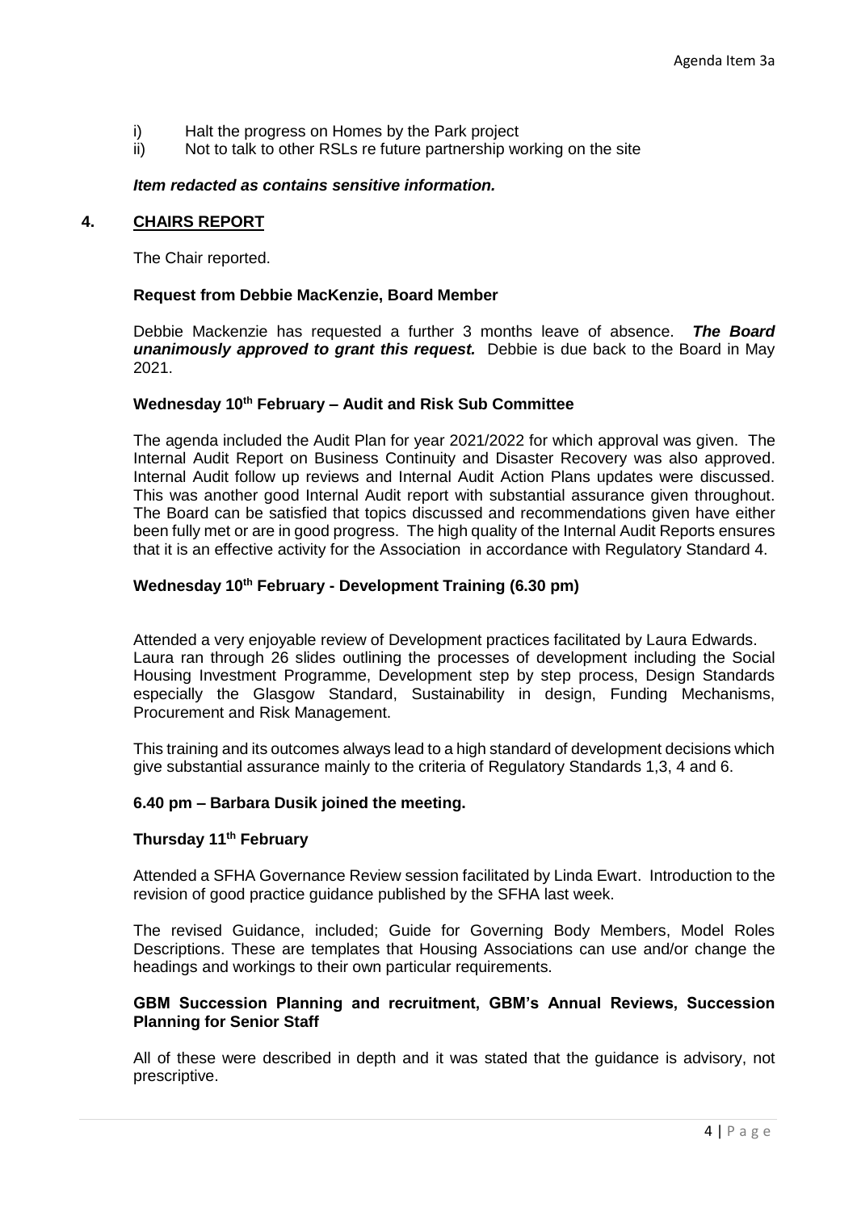i) Halt the progress on Homes by the Park project
ii) Not to talk to other RSLs re future partnership working on the site

***Item redacted as contains sensitive information.***

## 4. CHAIRS REPORT

The Chair reported.

**Request from Debbie MacKenzie, Board Member**

Debbie Mackenzie has requested a further 3 months leave of absence. ***The Board unanimously approved to grant this request.*** Debbie is due back to the Board in May 2021.

**Wednesday 10th February – Audit and Risk Sub Committee**

The agenda included the Audit Plan for year 2021/2022 for which approval was given. The Internal Audit Report on Business Continuity and Disaster Recovery was also approved. Internal Audit follow up reviews and Internal Audit Action Plans updates were discussed. This was another good Internal Audit report with substantial assurance given throughout. The Board can be satisfied that topics discussed and recommendations given have either been fully met or are in good progress. The high quality of the Internal Audit Reports ensures that it is an effective activity for the Association in accordance with Regulatory Standard 4.

**Wednesday 10th February - Development Training (6.30 pm)**

Attended a very enjoyable review of Development practices facilitated by Laura Edwards. Laura ran through 26 slides outlining the processes of development including the Social Housing Investment Programme, Development step by step process, Design Standards especially the Glasgow Standard, Sustainability in design, Funding Mechanisms, Procurement and Risk Management.

This training and its outcomes always lead to a high standard of development decisions which give substantial assurance mainly to the criteria of Regulatory Standards 1,3, 4 and 6.

**6.40 pm – Barbara Dusik joined the meeting.**

**Thursday 11th February**

Attended a SFHA Governance Review session facilitated by Linda Ewart. Introduction to the revision of good practice guidance published by the SFHA last week.

The revised Guidance, included; Guide for Governing Body Members, Model Roles Descriptions. These are templates that Housing Associations can use and/or change the headings and workings to their own particular requirements.

**GBM Succession Planning and recruitment, GBM's Annual Reviews, Succession Planning for Senior Staff**

All of these were described in depth and it was stated that the guidance is advisory, not prescriptive.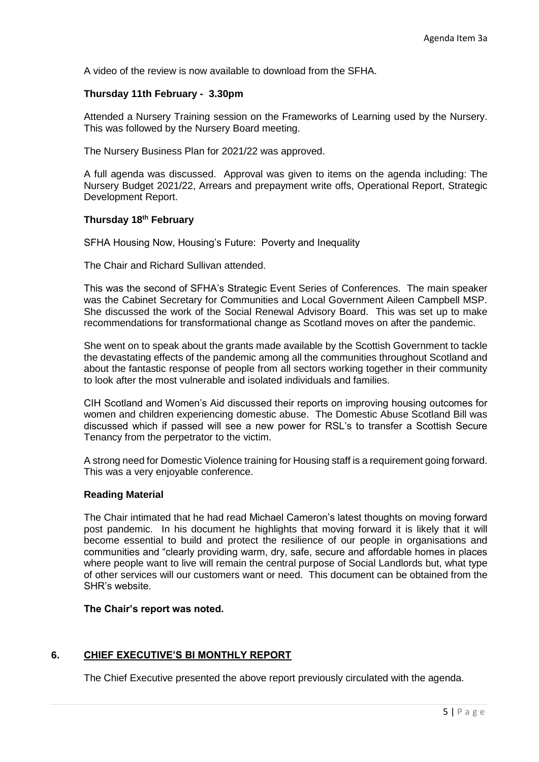A video of the review is now available to download from the SFHA.

**Thursday 11th February - 3.30pm**

Attended a Nursery Training session on the Frameworks of Learning used by the Nursery. This was followed by the Nursery Board meeting.

The Nursery Business Plan for 2021/22 was approved.

A full agenda was discussed. Approval was given to items on the agenda including: The Nursery Budget 2021/22, Arrears and prepayment write offs, Operational Report, Strategic Development Report.

**Thursday 18th February**

SFHA Housing Now, Housing's Future: Poverty and Inequality

The Chair and Richard Sullivan attended.

This was the second of SFHA's Strategic Event Series of Conferences. The main speaker was the Cabinet Secretary for Communities and Local Government Aileen Campbell MSP. She discussed the work of the Social Renewal Advisory Board. This was set up to make recommendations for transformational change as Scotland moves on after the pandemic.

She went on to speak about the grants made available by the Scottish Government to tackle the devastating effects of the pandemic among all the communities throughout Scotland and about the fantastic response of people from all sectors working together in their community to look after the most vulnerable and isolated individuals and families.

CIH Scotland and Women's Aid discussed their reports on improving housing outcomes for women and children experiencing domestic abuse. The Domestic Abuse Scotland Bill was discussed which if passed will see a new power for RSL's to transfer a Scottish Secure Tenancy from the perpetrator to the victim.

A strong need for Domestic Violence training for Housing staff is a requirement going forward. This was a very enjoyable conference.

**Reading Material**

The Chair intimated that he had read Michael Cameron's latest thoughts on moving forward post pandemic. In his document he highlights that moving forward it is likely that it will become essential to build and protect the resilience of our people in organisations and communities and "clearly providing warm, dry, safe, secure and affordable homes in places where people want to live will remain the central purpose of Social Landlords but, what type of other services will our customers want or need. This document can be obtained from the SHR's website.

**The Chair's report was noted.**

## 6. CHIEF EXECUTIVE'S BI MONTHLY REPORT

The Chief Executive presented the above report previously circulated with the agenda.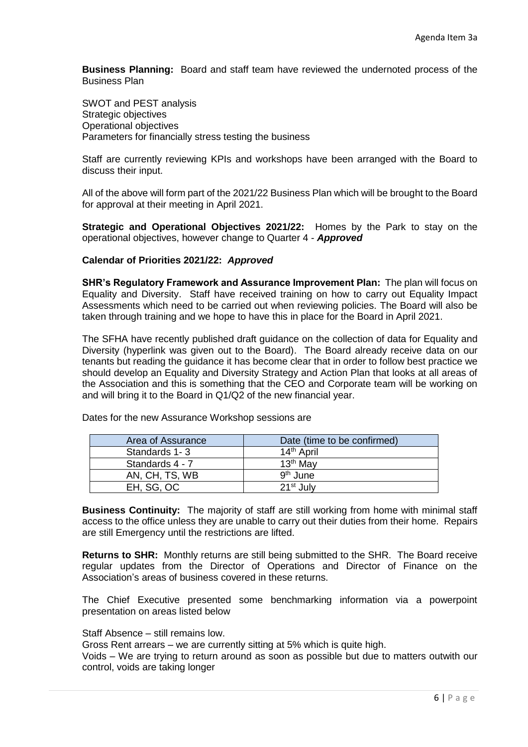**Business Planning:** Board and staff team have reviewed the undernoted process of the Business Plan

SWOT and PEST analysis
Strategic objectives
Operational objectives
Parameters for financially stress testing the business

Staff are currently reviewing KPIs and workshops have been arranged with the Board to discuss their input.

All of the above will form part of the 2021/22 Business Plan which will be brought to the Board for approval at their meeting in April 2021.

**Strategic and Operational Objectives 2021/22:** Homes by the Park to stay on the operational objectives, however change to Quarter 4 - ***Approved***

**Calendar of Priorities 2021/22:** ***Approved***

**SHR's Regulatory Framework and Assurance Improvement Plan:** The plan will focus on Equality and Diversity. Staff have received training on how to carry out Equality Impact Assessments which need to be carried out when reviewing policies. The Board will also be taken through training and we hope to have this in place for the Board in April 2021.

The SFHA have recently published draft guidance on the collection of data for Equality and Diversity (hyperlink was given out to the Board). The Board already receive data on our tenants but reading the guidance it has become clear that in order to follow best practice we should develop an Equality and Diversity Strategy and Action Plan that looks at all areas of the Association and this is something that the CEO and Corporate team will be working on and will bring it to the Board in Q1/Q2 of the new financial year.

Dates for the new Assurance Workshop sessions are

| Area of Assurance | Date (time to be confirmed) |
|---|---|
| Standards 1- 3 | 14th April |
| Standards 4 - 7 | 13th May |
| AN, CH, TS, WB | 9th June |
| EH, SG, OC | 21st July |

**Business Continuity:** The majority of staff are still working from home with minimal staff access to the office unless they are unable to carry out their duties from their home. Repairs are still Emergency until the restrictions are lifted.

**Returns to SHR:** Monthly returns are still being submitted to the SHR. The Board receive regular updates from the Director of Operations and Director of Finance on the Association's areas of business covered in these returns.

The Chief Executive presented some benchmarking information via a powerpoint presentation on areas listed below

Staff Absence – still remains low.
Gross Rent arrears – we are currently sitting at 5% which is quite high.
Voids – We are trying to return around as soon as possible but due to matters outwith our control, voids are taking longer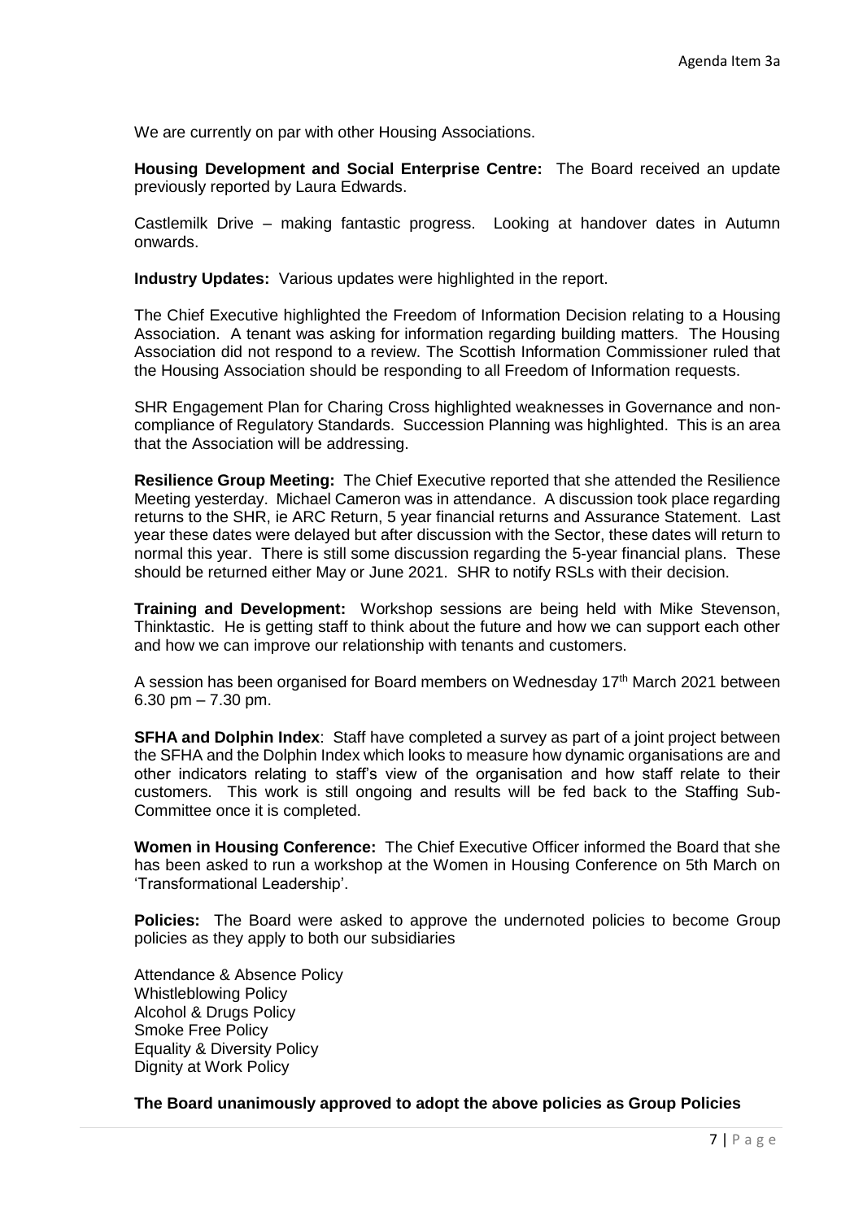We are currently on par with other Housing Associations.

**Housing Development and Social Enterprise Centre:** The Board received an update previously reported by Laura Edwards.

Castlemilk Drive – making fantastic progress. Looking at handover dates in Autumn onwards.

**Industry Updates:** Various updates were highlighted in the report.

The Chief Executive highlighted the Freedom of Information Decision relating to a Housing Association. A tenant was asking for information regarding building matters. The Housing Association did not respond to a review. The Scottish Information Commissioner ruled that the Housing Association should be responding to all Freedom of Information requests.

SHR Engagement Plan for Charing Cross highlighted weaknesses in Governance and non-compliance of Regulatory Standards. Succession Planning was highlighted. This is an area that the Association will be addressing.

**Resilience Group Meeting:** The Chief Executive reported that she attended the Resilience Meeting yesterday. Michael Cameron was in attendance. A discussion took place regarding returns to the SHR, ie ARC Return, 5 year financial returns and Assurance Statement. Last year these dates were delayed but after discussion with the Sector, these dates will return to normal this year. There is still some discussion regarding the 5-year financial plans. These should be returned either May or June 2021. SHR to notify RSLs with their decision.

**Training and Development:** Workshop sessions are being held with Mike Stevenson, Thinktastic. He is getting staff to think about the future and how we can support each other and how we can improve our relationship with tenants and customers.

A session has been organised for Board members on Wednesday 17th March 2021 between 6.30 pm – 7.30 pm.

**SFHA and Dolphin Index**: Staff have completed a survey as part of a joint project between the SFHA and the Dolphin Index which looks to measure how dynamic organisations are and other indicators relating to staff's view of the organisation and how staff relate to their customers. This work is still ongoing and results will be fed back to the Staffing Sub-Committee once it is completed.

**Women in Housing Conference:** The Chief Executive Officer informed the Board that she has been asked to run a workshop at the Women in Housing Conference on 5th March on 'Transformational Leadership'.

**Policies:** The Board were asked to approve the undernoted policies to become Group policies as they apply to both our subsidiaries

Attendance & Absence Policy
Whistleblowing Policy
Alcohol & Drugs Policy
Smoke Free Policy
Equality & Diversity Policy
Dignity at Work Policy

**The Board unanimously approved to adopt the above policies as Group Policies**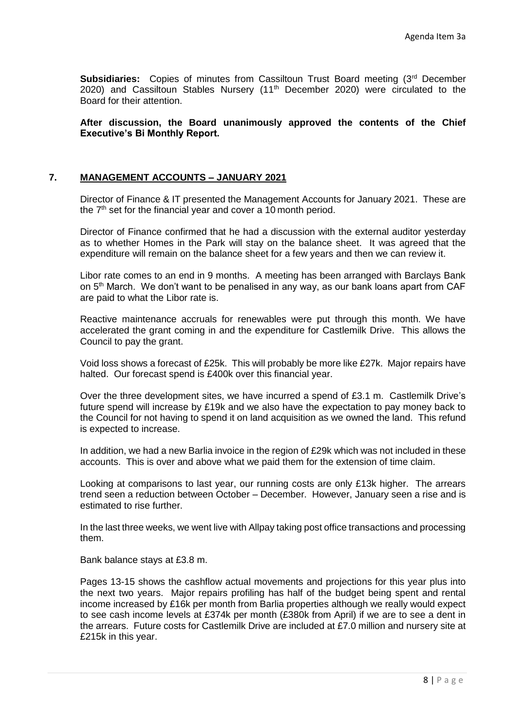**Subsidiaries:** Copies of minutes from Cassiltoun Trust Board meeting (3rd December 2020) and Cassiltoun Stables Nursery (11th December 2020) were circulated to the Board for their attention.

**After discussion, the Board unanimously approved the contents of the Chief Executive's Bi Monthly Report.**

## 7. MANAGEMENT ACCOUNTS – JANUARY 2021

Director of Finance & IT presented the Management Accounts for January 2021. These are the 7th set for the financial year and cover a 10 month period.

Director of Finance confirmed that he had a discussion with the external auditor yesterday as to whether Homes in the Park will stay on the balance sheet. It was agreed that the expenditure will remain on the balance sheet for a few years and then we can review it.

Libor rate comes to an end in 9 months. A meeting has been arranged with Barclays Bank on 5th March. We don't want to be penalised in any way, as our bank loans apart from CAF are paid to what the Libor rate is.

Reactive maintenance accruals for renewables were put through this month. We have accelerated the grant coming in and the expenditure for Castlemilk Drive. This allows the Council to pay the grant.

Void loss shows a forecast of £25k. This will probably be more like £27k. Major repairs have halted. Our forecast spend is £400k over this financial year.

Over the three development sites, we have incurred a spend of £3.1 m. Castlemilk Drive's future spend will increase by £19k and we also have the expectation to pay money back to the Council for not having to spend it on land acquisition as we owned the land. This refund is expected to increase.

In addition, we had a new Barlia invoice in the region of £29k which was not included in these accounts. This is over and above what we paid them for the extension of time claim.

Looking at comparisons to last year, our running costs are only £13k higher. The arrears trend seen a reduction between October – December. However, January seen a rise and is estimated to rise further.

In the last three weeks, we went live with Allpay taking post office transactions and processing them.

Bank balance stays at £3.8 m.

Pages 13-15 shows the cashflow actual movements and projections for this year plus into the next two years. Major repairs profiling has half of the budget being spent and rental income increased by £16k per month from Barlia properties although we really would expect to see cash income levels at £374k per month (£380k from April) if we are to see a dent in the arrears. Future costs for Castlemilk Drive are included at £7.0 million and nursery site at £215k in this year.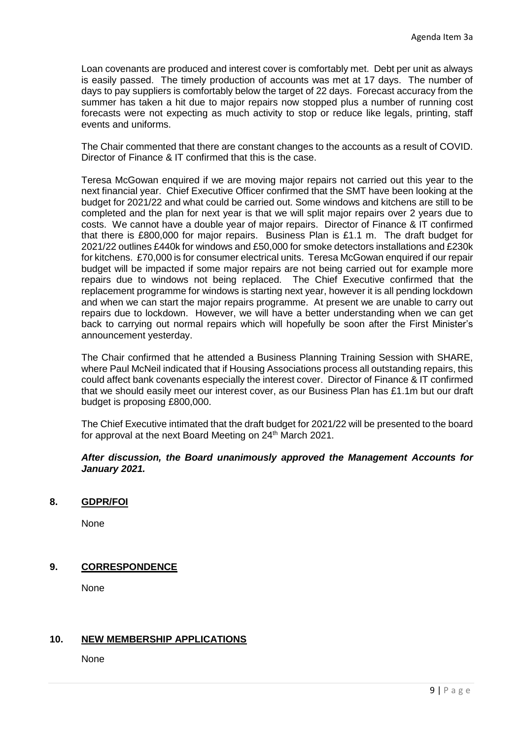Loan covenants are produced and interest cover is comfortably met. Debt per unit as always is easily passed. The timely production of accounts was met at 17 days. The number of days to pay suppliers is comfortably below the target of 22 days. Forecast accuracy from the summer has taken a hit due to major repairs now stopped plus a number of running cost forecasts were not expecting as much activity to stop or reduce like legals, printing, staff events and uniforms.

The Chair commented that there are constant changes to the accounts as a result of COVID. Director of Finance & IT confirmed that this is the case.

Teresa McGowan enquired if we are moving major repairs not carried out this year to the next financial year. Chief Executive Officer confirmed that the SMT have been looking at the budget for 2021/22 and what could be carried out. Some windows and kitchens are still to be completed and the plan for next year is that we will split major repairs over 2 years due to costs. We cannot have a double year of major repairs. Director of Finance & IT confirmed that there is £800,000 for major repairs. Business Plan is £1.1 m. The draft budget for 2021/22 outlines £440k for windows and £50,000 for smoke detectors installations and £230k for kitchens. £70,000 is for consumer electrical units. Teresa McGowan enquired if our repair budget will be impacted if some major repairs are not being carried out for example more repairs due to windows not being replaced. The Chief Executive confirmed that the replacement programme for windows is starting next year, however it is all pending lockdown and when we can start the major repairs programme. At present we are unable to carry out repairs due to lockdown. However, we will have a better understanding when we can get back to carrying out normal repairs which will hopefully be soon after the First Minister's announcement yesterday.

The Chair confirmed that he attended a Business Planning Training Session with SHARE, where Paul McNeil indicated that if Housing Associations process all outstanding repairs, this could affect bank covenants especially the interest cover. Director of Finance & IT confirmed that we should easily meet our interest cover, as our Business Plan has £1.1m but our draft budget is proposing £800,000.

The Chief Executive intimated that the draft budget for 2021/22 will be presented to the board for approval at the next Board Meeting on 24th March 2021.

***After discussion, the Board unanimously approved the Management Accounts for January 2021.***

## 8. GDPR/FOI

None

## 9. CORRESPONDENCE

None

## 10. NEW MEMBERSHIP APPLICATIONS

None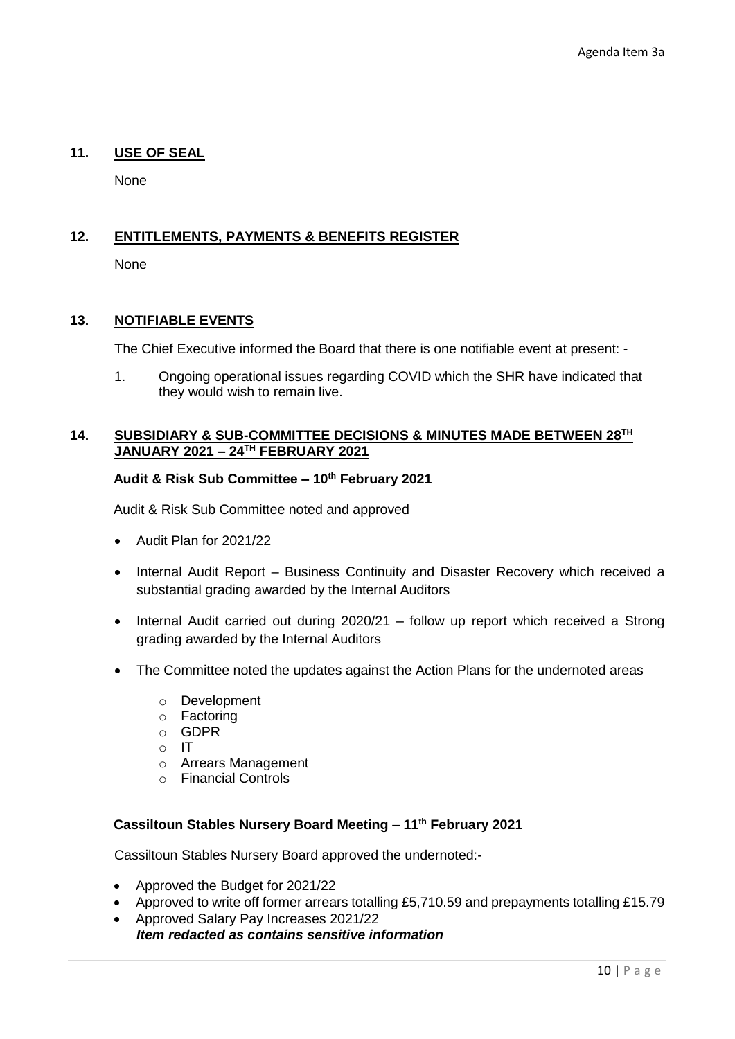Agenda Item 3a

## 11. USE OF SEAL

None

## 12. ENTITLEMENTS, PAYMENTS & BENEFITS REGISTER

None

## 13. NOTIFIABLE EVENTS

The Chief Executive informed the Board that there is one notifiable event at present: -

1. Ongoing operational issues regarding COVID which the SHR have indicated that they would wish to remain live.

## 14. SUBSIDIARY & SUB-COMMITTEE DECISIONS & MINUTES MADE BETWEEN 28TH JANUARY 2021 – 24TH FEBRUARY 2021

**Audit & Risk Sub Committee – 10th February 2021**

Audit & Risk Sub Committee noted and approved

- Audit Plan for 2021/22
- Internal Audit Report – Business Continuity and Disaster Recovery which received a substantial grading awarded by the Internal Auditors
- Internal Audit carried out during 2020/21 – follow up report which received a Strong grading awarded by the Internal Auditors
- The Committee noted the updates against the Action Plans for the undernoted areas
  - Development
  - Factoring
  - GDPR
  - IT
  - Arrears Management
  - Financial Controls

**Cassiltoun Stables Nursery Board Meeting – 11th February 2021**

Cassiltoun Stables Nursery Board approved the undernoted:-

- Approved the Budget for 2021/22
- Approved to write off former arrears totalling £5,710.59 and prepayments totalling £15.79
- Approved Salary Pay Increases 2021/22  
  ***Item redacted as contains sensitive information***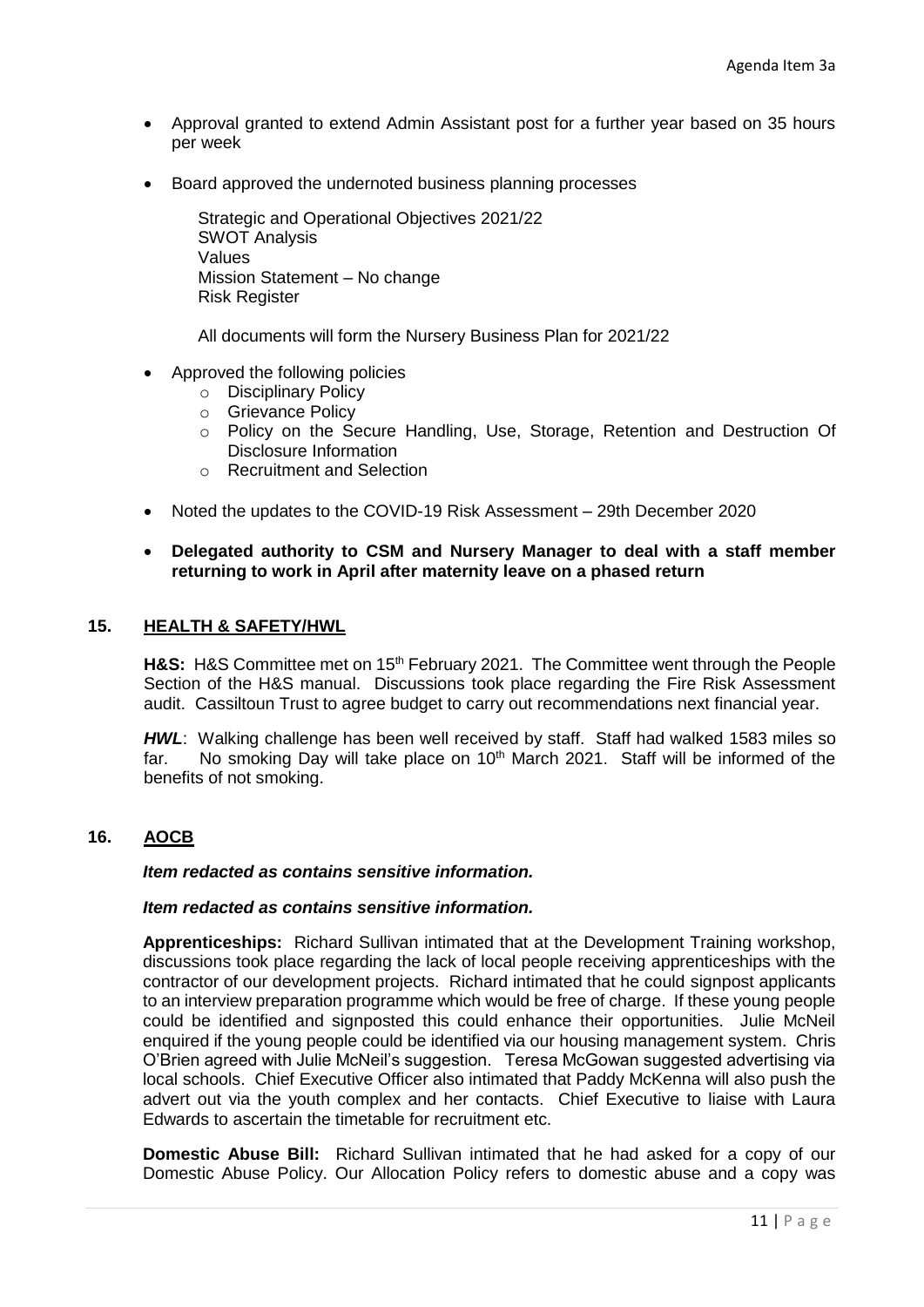- Approval granted to extend Admin Assistant post for a further year based on 35 hours per week

- Board approved the undernoted business planning processes

  Strategic and Operational Objectives 2021/22
  SWOT Analysis
  Values
  Mission Statement – No change
  Risk Register

  All documents will form the Nursery Business Plan for 2021/22

- Approved the following policies
  - Disciplinary Policy
  - Grievance Policy
  - Policy on the Secure Handling, Use, Storage, Retention and Destruction Of Disclosure Information
  - Recruitment and Selection

- Noted the updates to the COVID-19 Risk Assessment – 29th December 2020

- **Delegated authority to CSM and Nursery Manager to deal with a staff member returning to work in April after maternity leave on a phased return**

## 15. HEALTH & SAFETY/HWL

**H&S:** H&S Committee met on 15th February 2021. The Committee went through the People Section of the H&S manual. Discussions took place regarding the Fire Risk Assessment audit. Cassiltoun Trust to agree budget to carry out recommendations next financial year.

***HWL***: Walking challenge has been well received by staff. Staff had walked 1583 miles so far. No smoking Day will take place on 10th March 2021. Staff will be informed of the benefits of not smoking.

## 16. AOCB

***Item redacted as contains sensitive information.***

***Item redacted as contains sensitive information.***

**Apprenticeships:** Richard Sullivan intimated that at the Development Training workshop, discussions took place regarding the lack of local people receiving apprenticeships with the contractor of our development projects. Richard intimated that he could signpost applicants to an interview preparation programme which would be free of charge. If these young people could be identified and signposted this could enhance their opportunities. Julie McNeil enquired if the young people could be identified via our housing management system. Chris O'Brien agreed with Julie McNeil's suggestion. Teresa McGowan suggested advertising via local schools. Chief Executive Officer also intimated that Paddy McKenna will also push the advert out via the youth complex and her contacts. Chief Executive to liaise with Laura Edwards to ascertain the timetable for recruitment etc.

**Domestic Abuse Bill:** Richard Sullivan intimated that he had asked for a copy of our Domestic Abuse Policy. Our Allocation Policy refers to domestic abuse and a copy was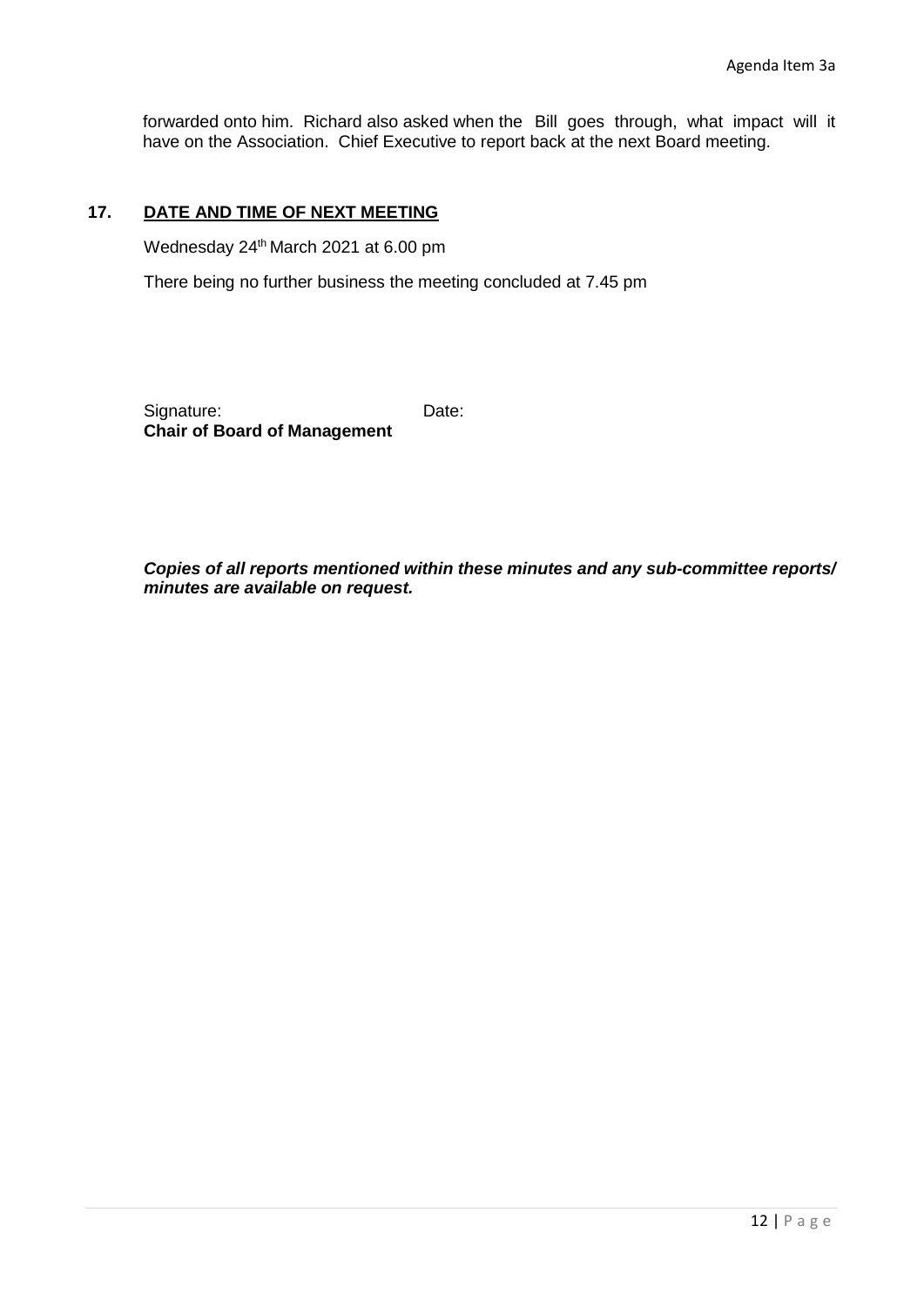forwarded onto him. Richard also asked when the Bill goes through, what impact will it have on the Association. Chief Executive to report back at the next Board meeting.

## 17. DATE AND TIME OF NEXT MEETING

Wednesday 24th March 2021 at 6.00 pm

There being no further business the meeting concluded at 7.45 pm

Signature: Date:
**Chair of Board of Management**

***Copies of all reports mentioned within these minutes and any sub-committee reports/ minutes are available on request.***